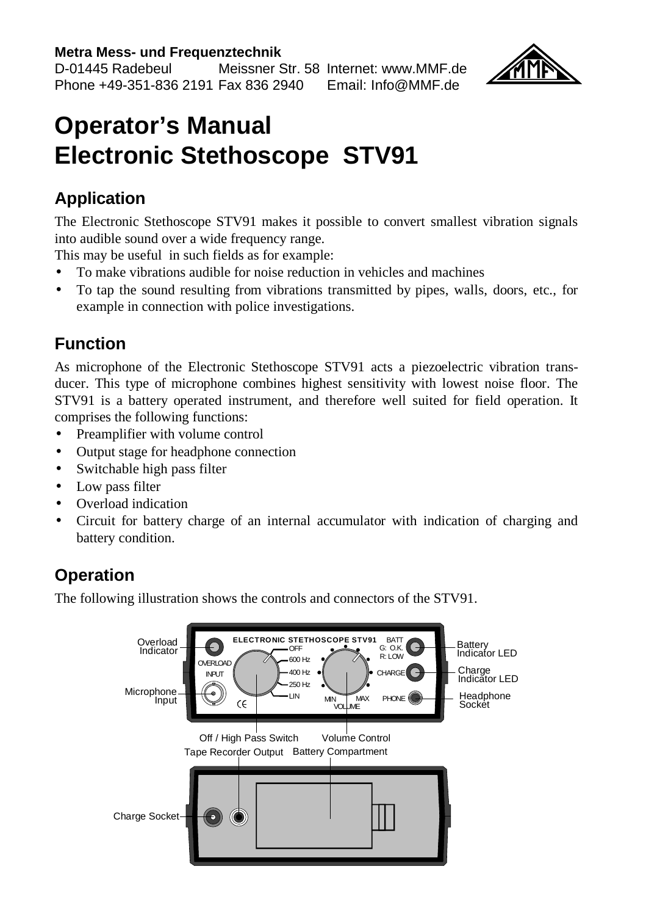**Metra Mess- und Frequenztechnik**
D-01445 Radebeul Meissner Str. 58 Internet: www.MMF.de
Phone +49-351-836 2191 Fax 836 2940 Email: Info@MMF.de

# Operator's Manual
# Electronic Stethoscope STV91

## Application

The Electronic Stethoscope STV91 makes it possible to convert smallest vibration signals into audible sound over a wide frequency range.
This may be useful in such fields as for example:

- To make vibrations audible for noise reduction in vehicles and machines
- To tap the sound resulting from vibrations transmitted by pipes, walls, doors, etc., for example in connection with police investigations.

## Function

As microphone of the Electronic Stethoscope STV91 acts a piezoelectric vibration transducer. This type of microphone combines highest sensitivity with lowest noise floor. The STV91 is a battery operated instrument, and therefore well suited for field operation. It comprises the following functions:

- Preamplifier with volume control
- Output stage for headphone connection
- Switchable high pass filter
- Low pass filter
- Overload indication
- Circuit for battery charge of an internal accumulator with indication of charging and battery condition.

## Operation

The following illustration shows the controls and connectors of the STV91.

Overload Indicator, Microphone Input, Off / High Pass Switch (OFF, 600 Hz, 400 Hz, 250 Hz, LIN), Volume Control (MIN – MAX), Battery Indicator LED (BATT G: O.K. R: LOW), Charge Indicator LED, Headphone Socket, Tape Recorder Output, Battery Compartment, Charge Socket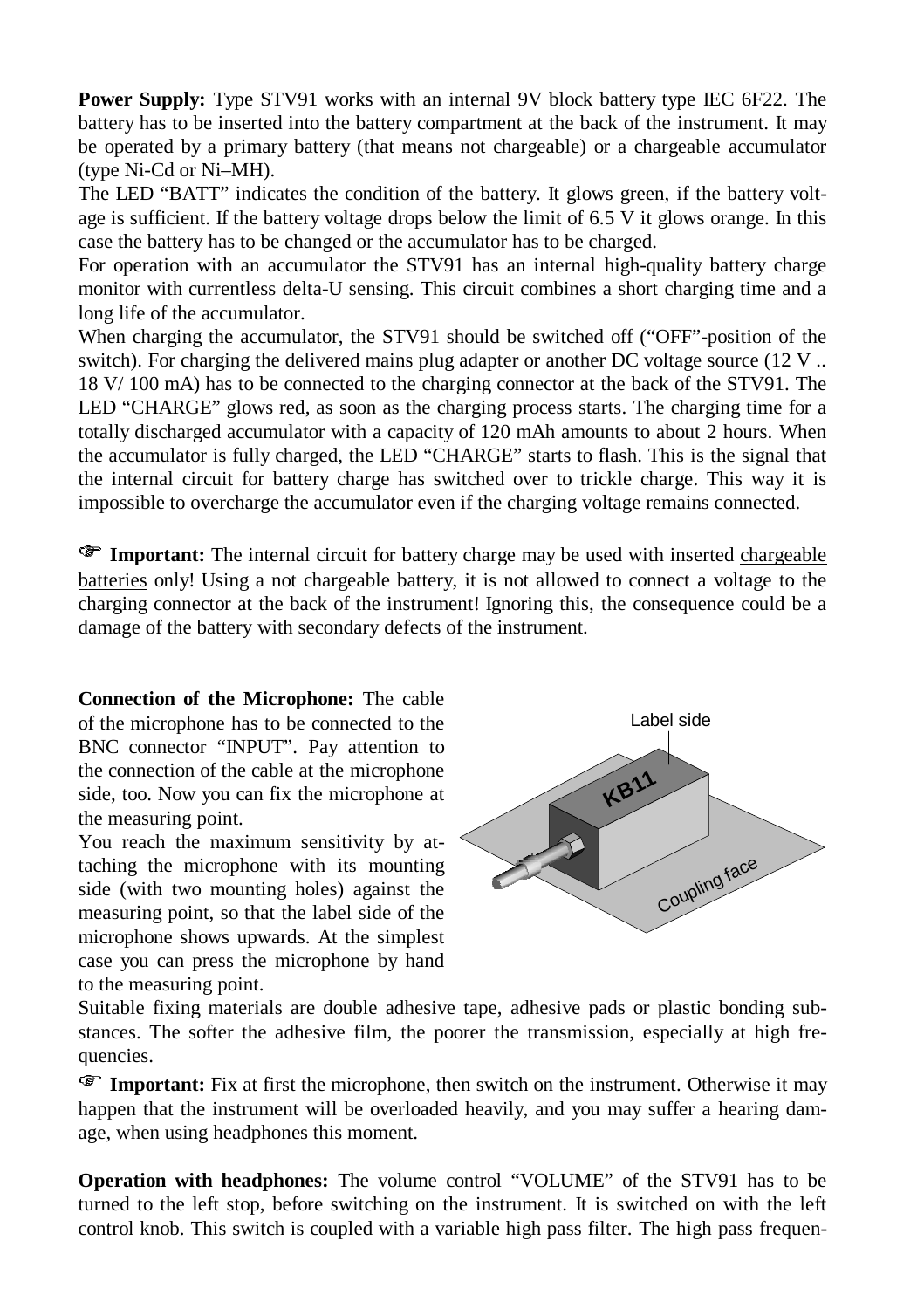**Power Supply:** Type STV91 works with an internal 9V block battery type IEC 6F22. The battery has to be inserted into the battery compartment at the back of the instrument. It may be operated by a primary battery (that means not chargeable) or a chargeable accumulator (type Ni-Cd or Ni–MH).

The LED "BATT" indicates the condition of the battery. It glows green, if the battery voltage is sufficient. If the battery voltage drops below the limit of 6.5 V it glows orange. In this case the battery has to be changed or the accumulator has to be charged.

For operation with an accumulator the STV91 has an internal high-quality battery charge monitor with currentless delta-U sensing. This circuit combines a short charging time and a long life of the accumulator.

When charging the accumulator, the STV91 should be switched off ("OFF"-position of the switch). For charging the delivered mains plug adapter or another DC voltage source (12 V .. 18 V/ 100 mA) has to be connected to the charging connector at the back of the STV91. The LED "CHARGE" glows red, as soon as the charging process starts. The charging time for a totally discharged accumulator with a capacity of 120 mAh amounts to about 2 hours. When the accumulator is fully charged, the LED "CHARGE" starts to flash. This is the signal that the internal circuit for battery charge has switched over to trickle charge. This way it is impossible to overcharge the accumulator even if the charging voltage remains connected.

☞ **Important:** The internal circuit for battery charge may be used with inserted chargeable batteries only! Using a not chargeable battery, it is not allowed to connect a voltage to the charging connector at the back of the instrument! Ignoring this, the consequence could be a damage of the battery with secondary defects of the instrument.

**Connection of the Microphone:** The cable of the microphone has to be connected to the BNC connector "INPUT". Pay attention to the connection of the cable at the microphone side, too. Now you can fix the microphone at the measuring point.

You reach the maximum sensitivity by attaching the microphone with its mounting side (with two mounting holes) against the measuring point, so that the label side of the microphone shows upwards. At the simplest case you can press the microphone by hand to the measuring point.

Label side

KB11

Coupling face

Suitable fixing materials are double adhesive tape, adhesive pads or plastic bonding substances. The softer the adhesive film, the poorer the transmission, especially at high frequencies.

☞ **Important:** Fix at first the microphone, then switch on the instrument. Otherwise it may happen that the instrument will be overloaded heavily, and you may suffer a hearing damage, when using headphones this moment.

**Operation with headphones:** The volume control "VOLUME" of the STV91 has to be turned to the left stop, before switching on the instrument. It is switched on with the left control knob. This switch is coupled with a variable high pass filter. The high pass frequen-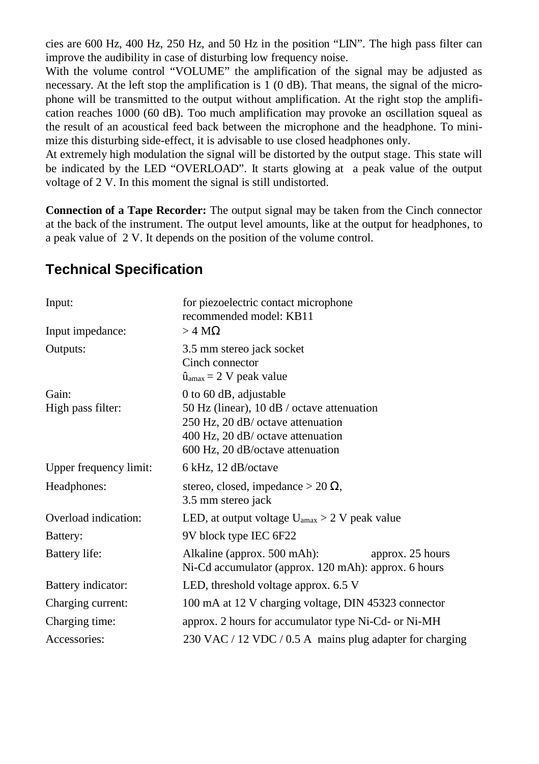cies are 600 Hz, 400 Hz, 250 Hz, and 50 Hz in the position “LIN”. The high pass filter can improve the audibility in case of disturbing low frequency noise.

With the volume control “VOLUME” the amplification of the signal may be adjusted as necessary. At the left stop the amplification is 1 (0 dB). That means, the signal of the microphone will be transmitted to the output without amplification. At the right stop the amplification reaches 1000 (60 dB). Too much amplification may provoke an oscillation squeal as the result of an acoustical feed back between the microphone and the headphone. To minimize this disturbing side-effect, it is advisable to use closed headphones only.

At extremely high modulation the signal will be distorted by the output stage. This state will be indicated by the LED “OVERLOAD”. It starts glowing at a peak value of the output voltage of 2 V. In this moment the signal is still undistorted.

**Connection of a Tape Recorder:** The output signal may be taken from the Cinch connector at the back of the instrument. The output level amounts, like at the output for headphones, to a peak value of 2 V. It depends on the position of the volume control.

## Technical Specification

| | |
|---|---|
| Input: | for piezoelectric contact microphone<br>recommended model: KB11 |
| Input impedance: | > 4 MΩ |
| Outputs: | 3.5 mm stereo jack socket<br>Cinch connector<br>$\hat{u}_{amax}$ = 2 V peak value |
| Gain: | 0 to 60 dB, adjustable |
| High pass filter: | 50 Hz (linear), 10 dB / octave attenuation<br>250 Hz, 20 dB/ octave attenuation<br>400 Hz, 20 dB/ octave attenuation<br>600 Hz, 20 dB/octave attenuation |
| Upper frequency limit: | 6 kHz, 12 dB/octave |
| Headphones: | stereo, closed, impedance > 20 Ω,<br>3.5 mm stereo jack |
| Overload indication: | LED, at output voltage $U_{amax}$ > 2 V peak value |
| Battery: | 9V block type IEC 6F22 |
| Battery life: | Alkaline (approx. 500 mAh): approx. 25 hours<br>Ni-Cd accumulator (approx. 120 mAh): approx. 6 hours |
| Battery indicator: | LED, threshold voltage approx. 6.5 V |
| Charging current: | 100 mA at 12 V charging voltage, DIN 45323 connector |
| Charging time: | approx. 2 hours for accumulator type Ni-Cd- or Ni-MH |
| Accessories: | 230 VAC / 12 VDC / 0.5 A mains plug adapter for charging |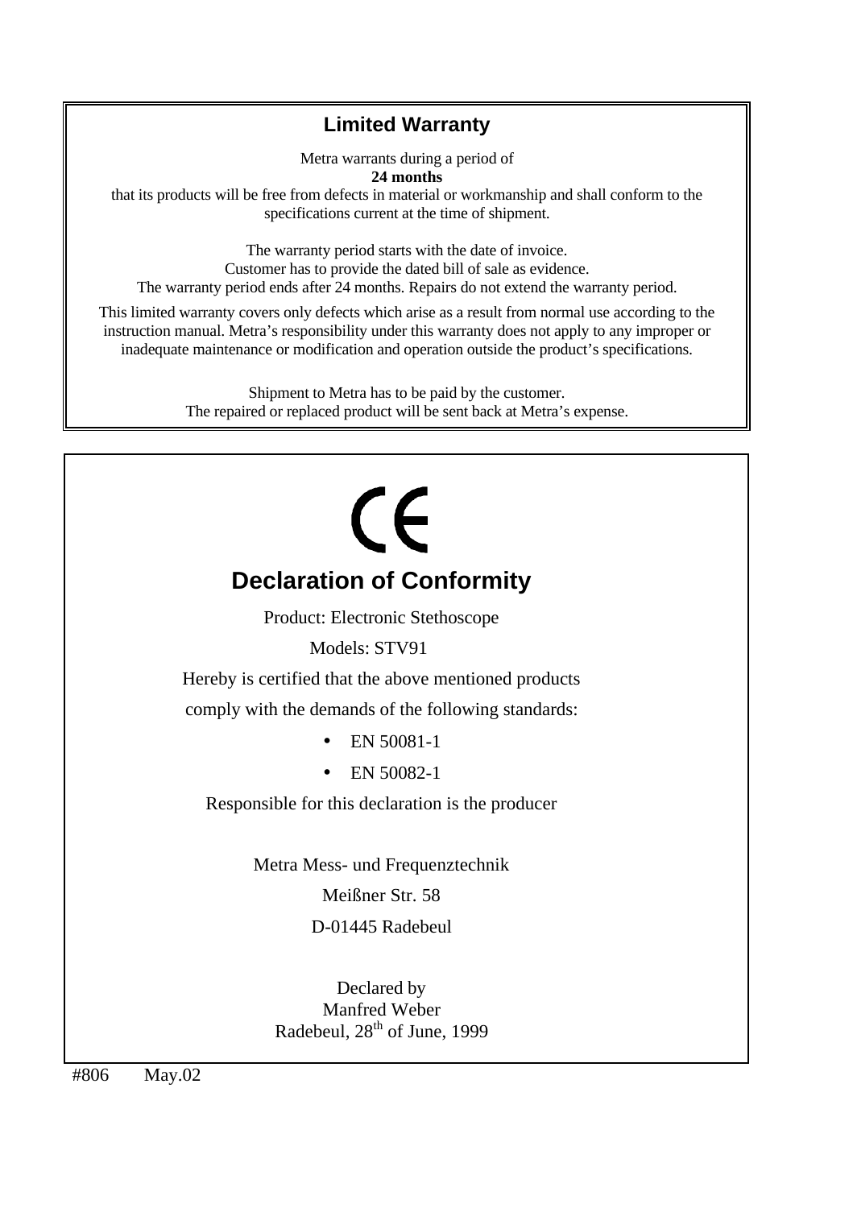## Limited Warranty

Metra warrants during a period of
**24 months**
that its products will be free from defects in material or workmanship and shall conform to the specifications current at the time of shipment.

The warranty period starts with the date of invoice.
Customer has to provide the dated bill of sale as evidence.
The warranty period ends after 24 months. Repairs do not extend the warranty period.

This limited warranty covers only defects which arise as a result from normal use according to the instruction manual. Metra's responsibility under this warranty does not apply to any improper or inadequate maintenance or modification and operation outside the product's specifications.

Shipment to Metra has to be paid by the customer.
The repaired or replaced product will be sent back at Metra's expense.

CE

## Declaration of Conformity

Product: Electronic Stethoscope

Models: STV91

Hereby is certified that the above mentioned products comply with the demands of the following standards:

- EN 50081-1
- EN 50082-1

Responsible for this declaration is the producer

Metra Mess- und Frequenztechnik
Meißner Str. 58
D-01445 Radebeul

Declared by
Manfred Weber
Radebeul, 28th of June, 1999

#806 May.02